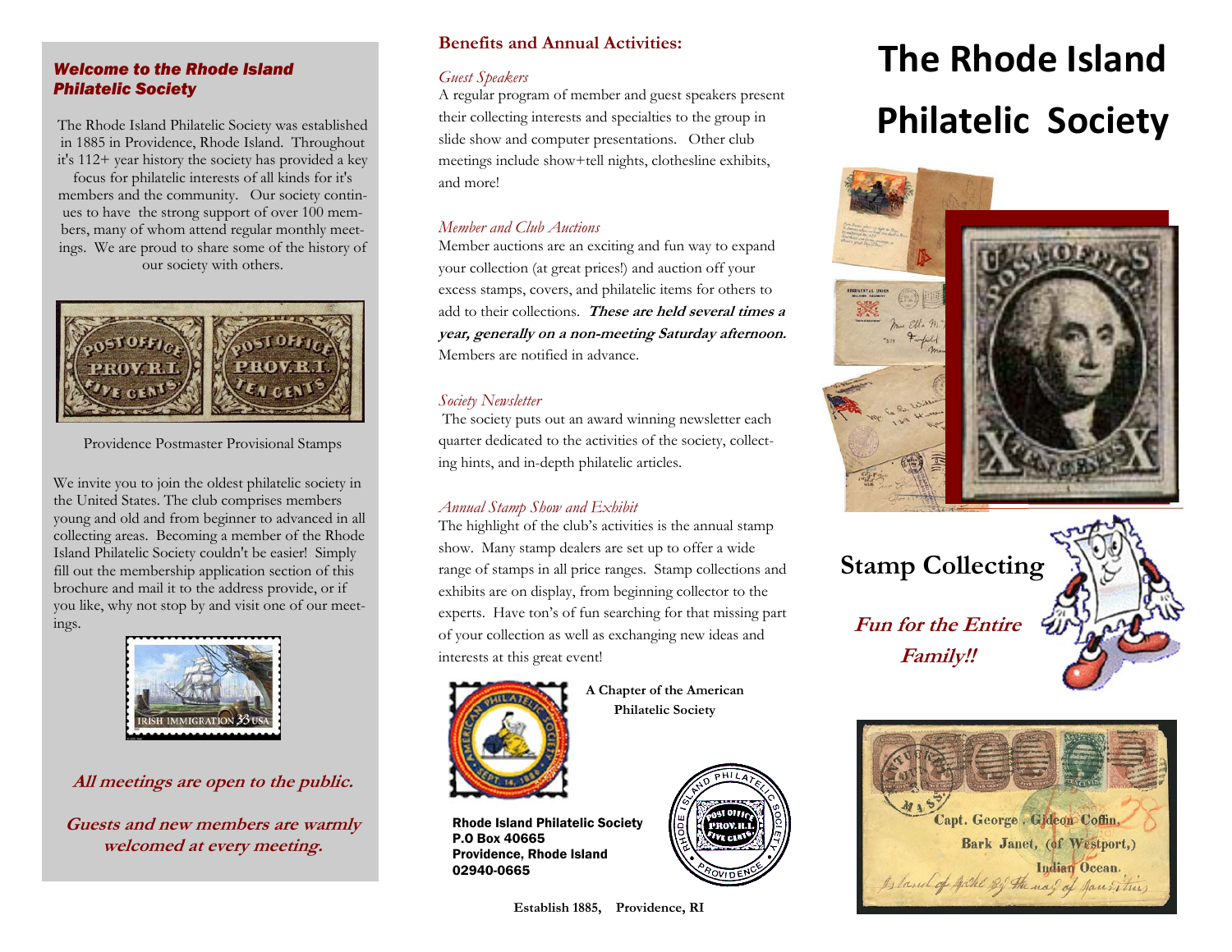### *Welcome to the Rhode Island Philatelic Society*

The Rhode Island Philatelic Society was established in 1885 in Providence, Rhode Island. Throughout it's 112+ year history the society has provided a key focus for philatelic interests of all kinds for it's members and the community. Our society continues to have the strong support of over 100 members, many of whom attend regular monthly meetings. We are proud to share some of the history of our society with others.

Providence Postmaster Provisional Stamps

We invite you to join the oldest philatelic society in the United States. The club comprises members young and old and from beginner to advanced in all collecting areas. Becoming a member of the Rhode Island Philatelic Society couldn't be easier! Simply fill out the membership application section of this brochure and mail it to the address provide, or if you like, why not stop by and visit one of our meetings.

***All meetings are open to the public.***

***Guests and new members are warmly welcomed at every meeting.***

## Benefits and Annual Activities:

*Guest Speakers*

A regular program of member and guest speakers present their collecting interests and specialties to the group in slide show and computer presentations. Other club meetings include show+tell nights, clothesline exhibits, and more!

*Member and Club Auctions*

Member auctions are an exciting and fun way to expand your collection (at great prices!) and auction off your excess stamps, covers, and philatelic items for others to add to their collections. ***These are held several times a year, generally on a non-meeting Saturday afternoon.*** Members are notified in advance.

*Society Newsletter*

The society puts out an award winning newsletter each quarter dedicated to the activities of the society, collecting hints, and in-depth philatelic articles.

*Annual Stamp Show and Exhibit*

The highlight of the club's activities is the annual stamp show. Many stamp dealers are set up to offer a wide range of stamps in all price ranges. Stamp collections and exhibits are on display, from beginning collector to the experts. Have ton's of fun searching for that missing part of your collection as well as exchanging new ideas and interests at this great event!

**A Chapter of the American Philatelic Society**

**Rhode Island Philatelic Society**
**P.O Box 40665**
**Providence, Rhode Island**
**02940-0665**

**Establish 1885, Providence, RI**

# The Rhode Island Philatelic Society

## Stamp Collecting

***Fun for the Entire Family!!***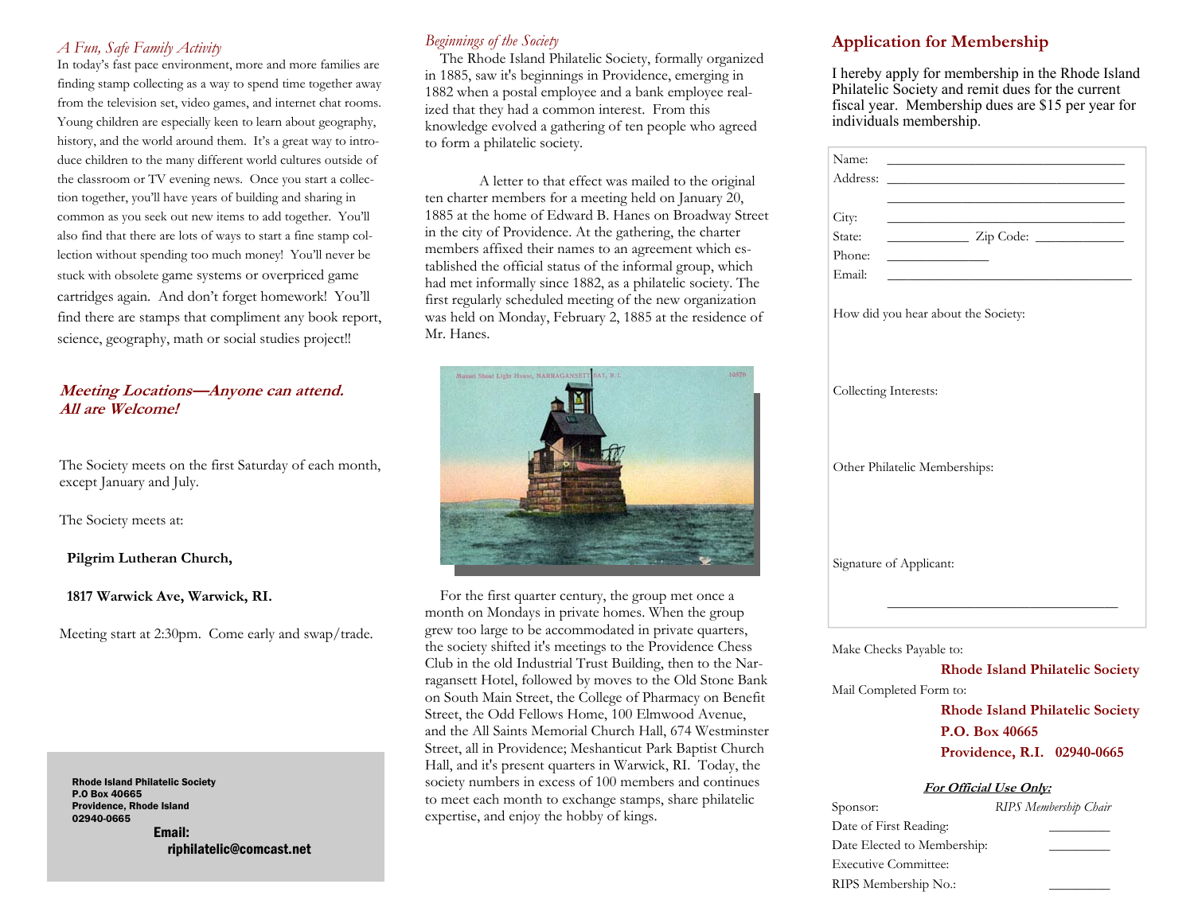*A Fun, Safe Family Activity*

In today's fast pace environment, more and more families are finding stamp collecting as a way to spend time together away from the television set, video games, and internet chat rooms. Young children are especially keen to learn about geography, history, and the world around them. It's a great way to introduce children to the many different world cultures outside of the classroom or TV evening news. Once you start a collection together, you'll have years of building and sharing in common as you seek out new items to add together. You'll also find that there are lots of ways to start a fine stamp collection without spending too much money! You'll never be stuck with obsolete game systems or overpriced game cartridges again. And don't forget homework! You'll find there are stamps that compliment any book report, science, geography, math or social studies project!!

### ***Meeting Locations—Anyone can attend. All are Welcome!***

The Society meets on the first Saturday of each month, except January and July.

The Society meets at:

**Pilgrim Lutheran Church,**

**1817 Warwick Ave, Warwick, RI.**

Meeting start at 2:30pm. Come early and swap/trade.

**Rhode Island Philatelic Society**
**P.O Box 40665**
**Providence, Rhode Island**
**02940-0665**

**Email:**
**riphilatelic@comcast.net**

*Beginnings of the Society*

The Rhode Island Philatelic Society, formally organized in 1885, saw it's beginnings in Providence, emerging in 1882 when a postal employee and a bank employee realized that they had a common interest. From this knowledge evolved a gathering of ten people who agreed to form a philatelic society.

A letter to that effect was mailed to the original ten charter members for a meeting held on January 20, 1885 at the home of Edward B. Hanes on Broadway Street in the city of Providence. At the gathering, the charter members affixed their names to an agreement which established the official status of the informal group, which had met informally since 1882, as a philatelic society. The first regularly scheduled meeting of the new organization was held on Monday, February 2, 1885 at the residence of Mr. Hanes.

For the first quarter century, the group met once a month on Mondays in private homes. When the group grew too large to be accommodated in private quarters, the society shifted it's meetings to the Providence Chess Club in the old Industrial Trust Building, then to the Narragansett Hotel, followed by moves to the Old Stone Bank on South Main Street, the College of Pharmacy on Benefit Street, the Odd Fellows Home, 100 Elmwood Avenue, and the All Saints Memorial Church Hall, 674 Westminster Street, all in Providence; Meshanticut Park Baptist Church Hall, and it's present quarters in Warwick, RI. Today, the society numbers in excess of 100 members and continues to meet each month to exchange stamps, share philatelic expertise, and enjoy the hobby of kings.

## Application for Membership

I hereby apply for membership in the Rhode Island Philatelic Society and remit dues for the current fiscal year. Membership dues are $15 per year for individuals membership.

Name: ______________________________

Address: ______________________________

______________________________

City: ______________________________

State: __________ Zip Code: __________

Phone: ______________

Email: ______________________________

How did you hear about the Society:

Collecting Interests:

Other Philatelic Memberships:

Signature of Applicant:

______________________________

Make Checks Payable to:

**Rhode Island Philatelic Society**

Mail Completed Form to:

**Rhode Island Philatelic Society**
**P.O. Box 40665**
**Providence, R.I. 02940-0665**

***For Official Use Only:***

Sponsor: *RIPS Membership Chair*

Date of First Reading: ________

Date Elected to Membership: ________

Executive Committee:

RIPS Membership No.: ________